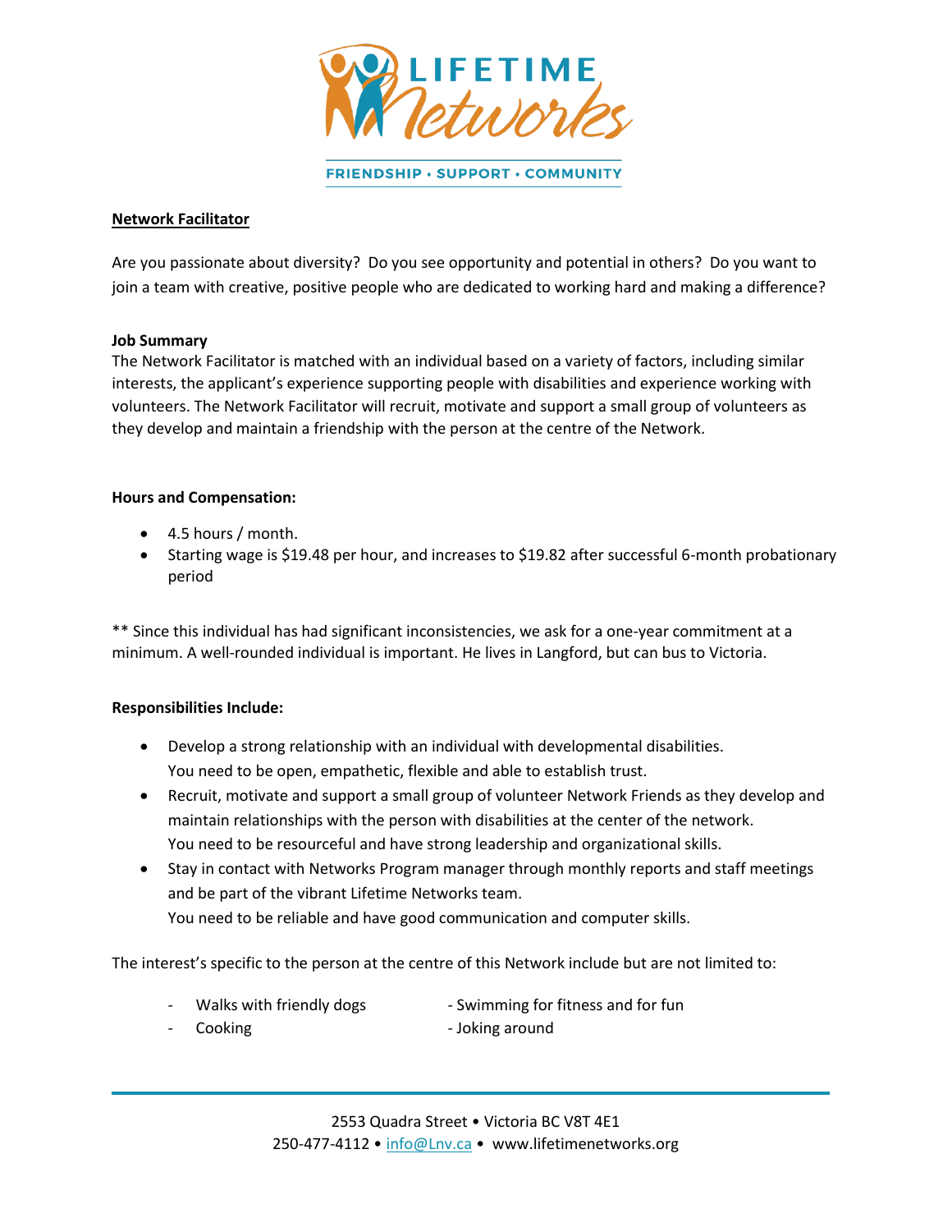LIFETIME Networks

FRIENDSHIP • SUPPORT • COMMUNITY

**Network Facilitator**

Are you passionate about diversity? Do you see opportunity and potential in others? Do you want to join a team with creative, positive people who are dedicated to working hard and making a difference?

**Job Summary**

The Network Facilitator is matched with an individual based on a variety of factors, including similar interests, the applicant's experience supporting people with disabilities and experience working with volunteers. The Network Facilitator will recruit, motivate and support a small group of volunteers as they develop and maintain a friendship with the person at the centre of the Network.

**Hours and Compensation:**

- 4.5 hours / month.
- Starting wage is $19.48 per hour, and increases to $19.82 after successful 6-month probationary period

** Since this individual has had significant inconsistencies, we ask for a one-year commitment at a minimum. A well-rounded individual is important. He lives in Langford, but can bus to Victoria.

**Responsibilities Include:**

- Develop a strong relationship with an individual with developmental disabilities.
  You need to be open, empathetic, flexible and able to establish trust.
- Recruit, motivate and support a small group of volunteer Network Friends as they develop and maintain relationships with the person with disabilities at the center of the network.
  You need to be resourceful and have strong leadership and organizational skills.
- Stay in contact with Networks Program manager through monthly reports and staff meetings and be part of the vibrant Lifetime Networks team.
  You need to be reliable and have good communication and computer skills.

The interest's specific to the person at the centre of this Network include but are not limited to:

- Walks with friendly dogs
- Swimming for fitness and for fun
- Cooking
- Joking around

2553 Quadra Street • Victoria BC V8T 4E1
250-477-4112 • info@Lnv.ca • www.lifetimenetworks.org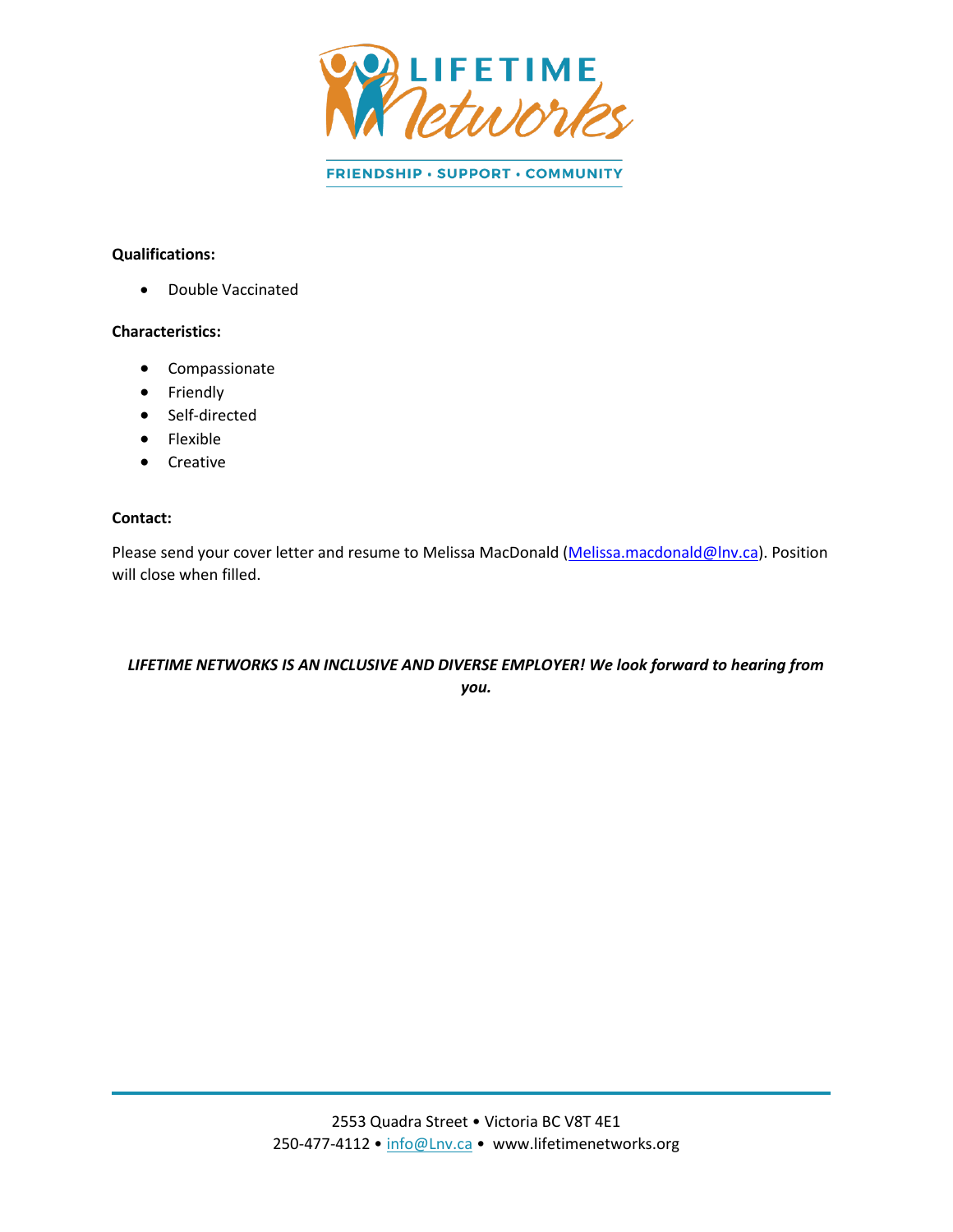**Qualifications:**

- Double Vaccinated

**Characteristics:**

- Compassionate
- Friendly
- Self-directed
- Flexible
- Creative

**Contact:**

Please send your cover letter and resume to Melissa MacDonald (Melissa.macdonald@lnv.ca). Position will close when filled.

***LIFETIME NETWORKS IS AN INCLUSIVE AND DIVERSE EMPLOYER! We look forward to hearing from you.***